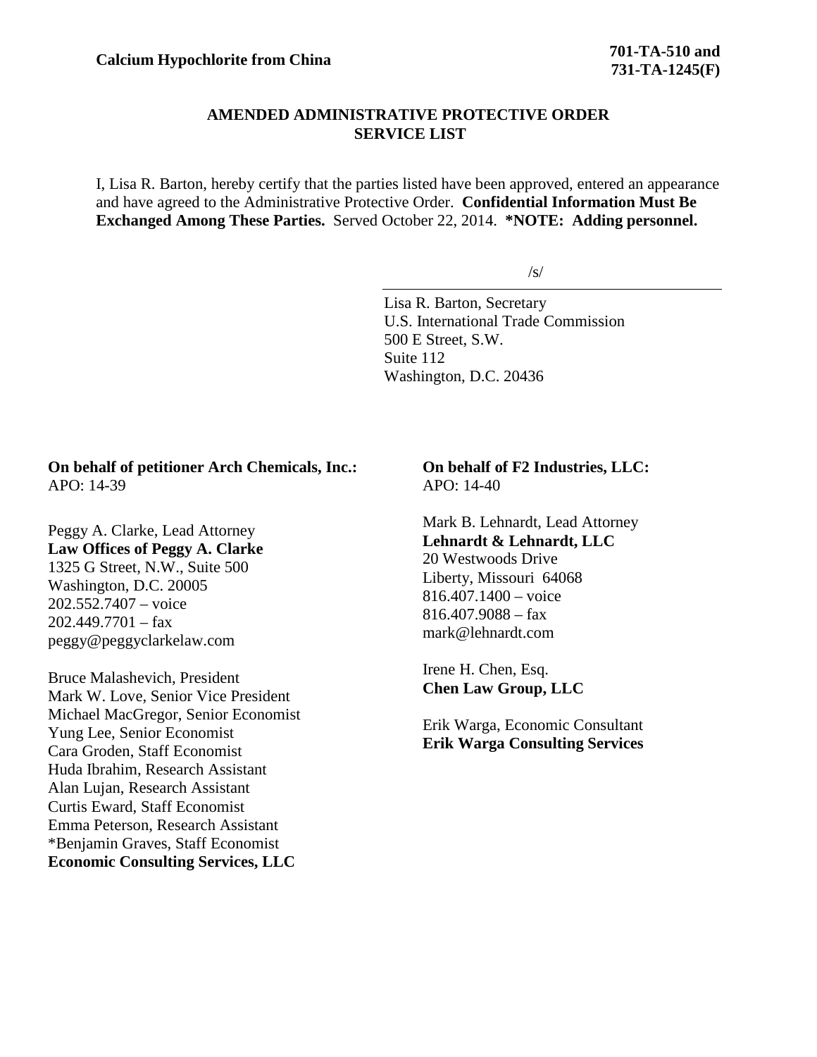**Calcium Hypochlorite from China** **701-TA-510 and 731-TA-1245(F)**

## AMENDED ADMINISTRATIVE PROTECTIVE ORDER SERVICE LIST

I, Lisa R. Barton, hereby certify that the parties listed have been approved, entered an appearance and have agreed to the Administrative Protective Order. **Confidential Information Must Be Exchanged Among These Parties.** Served October 22, 2014. ***NOTE: Adding personnel.**

/s/

Lisa R. Barton, Secretary
U.S. International Trade Commission
500 E Street, S.W.
Suite 112
Washington, D.C. 20436

**On behalf of petitioner Arch Chemicals, Inc.:**
APO: 14-39

Peggy A. Clarke, Lead Attorney
**Law Offices of Peggy A. Clarke**
1325 G Street, N.W., Suite 500
Washington, D.C. 20005
202.552.7407 – voice
202.449.7701 – fax
peggy@peggyclarkelaw.com

Bruce Malashevich, President
Mark W. Love, Senior Vice President
Michael MacGregor, Senior Economist
Yung Lee, Senior Economist
Cara Groden, Staff Economist
Huda Ibrahim, Research Assistant
Alan Lujan, Research Assistant
Curtis Eward, Staff Economist
Emma Peterson, Research Assistant
*Benjamin Graves, Staff Economist
**Economic Consulting Services, LLC**

**On behalf of F2 Industries, LLC:**
APO: 14-40

Mark B. Lehnardt, Lead Attorney
**Lehnardt & Lehnardt, LLC**
20 Westwoods Drive
Liberty, Missouri 64068
816.407.1400 – voice
816.407.9088 – fax
mark@lehnardt.com

Irene H. Chen, Esq.
**Chen Law Group, LLC**

Erik Warga, Economic Consultant
**Erik Warga Consulting Services**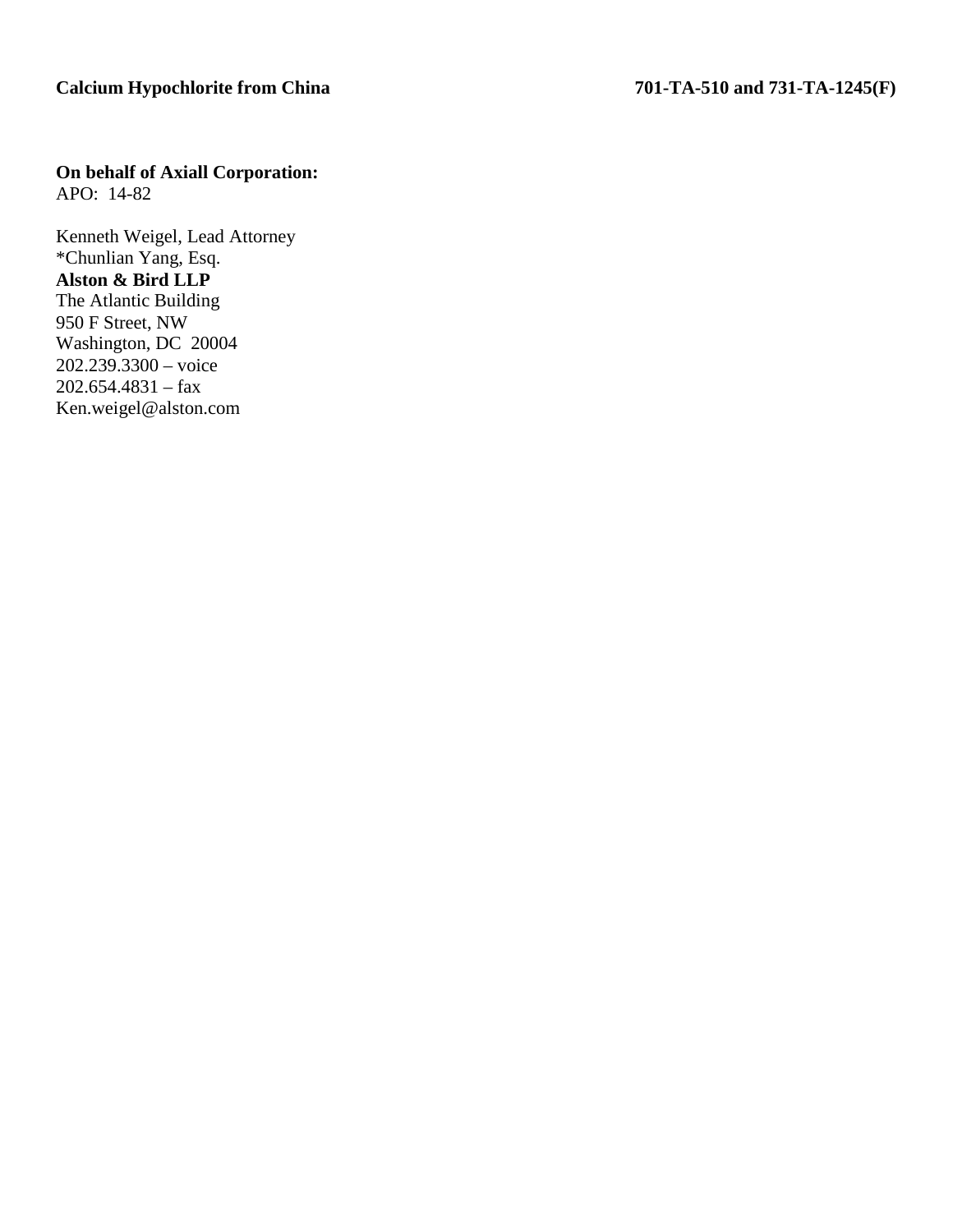**Calcium Hypochlorite from China** **701-TA-510 and 731-TA-1245(F)**

**On behalf of Axiall Corporation:**
APO: 14-82

Kenneth Weigel, Lead Attorney
*Chunlian Yang, Esq.
**Alston & Bird LLP**
The Atlantic Building
950 F Street, NW
Washington, DC 20004
202.239.3300 – voice
202.654.4831 – fax
Ken.weigel@alston.com